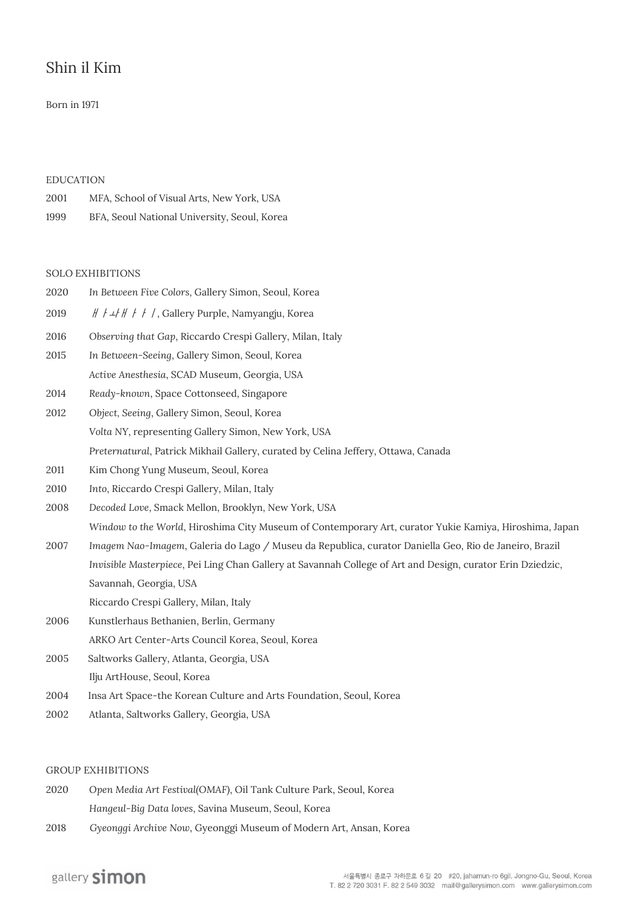# Shin il Kim

Born in 1971

## EDUCATION

2001 MFA, School of Visual Arts, New York, USA

1999 BFA, Seoul National University, Seoul, Korea

## SOLO EXHIBITIONS

2020 *In Between Five Colors*, Gallery Simon, Seoul, Korea

2019 ㅒㅏㅘㅒㅏㅏ/, Gallery Purple, Namyangju, Korea

2016 *Observing that Gap*, Riccardo Crespi Gallery, Milan, Italy

2015 *In Between-Seeing*, Gallery Simon, Seoul, Korea
*Active Anesthesia*, SCAD Museum, Georgia, USA

2014 *Ready-known*, Space Cottonseed, Singapore

2012 *Object, Seeing*, Gallery Simon, Seoul, Korea
*Volta NY*, representing Gallery Simon, New York, USA
*Preternatural*, Patrick Mikhail Gallery, curated by Celina Jeffery, Ottawa, Canada

2011 Kim Chong Yung Museum, Seoul, Korea

2010 *Into*, Riccardo Crespi Gallery, Milan, Italy

2008 *Decoded Love*, Smack Mellon, Brooklyn, New York, USA
*Window to the World*, Hiroshima City Museum of Contemporary Art, curator Yukie Kamiya, Hiroshima, Japan

2007 *Imagem Nao-Imagem*, Galeria do Lago / Museu da Republica, curator Daniella Geo, Rio de Janeiro, Brazil
*Invisible Masterpiece*, Pei Ling Chan Gallery at Savannah College of Art and Design, curator Erin Dziedzic, Savannah, Georgia, USA
Riccardo Crespi Gallery, Milan, Italy

2006 Kunstlerhaus Bethanien, Berlin, Germany
ARKO Art Center-Arts Council Korea, Seoul, Korea

2005 Saltworks Gallery, Atlanta, Georgia, USA
Ilju ArtHouse, Seoul, Korea

2004 Insa Art Space-the Korean Culture and Arts Foundation, Seoul, Korea

2002 Atlanta, Saltworks Gallery, Georgia, USA

## GROUP EXHIBITIONS

2020 *Open Media Art Festival(OMAF)*, Oil Tank Culture Park, Seoul, Korea
*Hangeul-Big Data loves*, Savina Museum, Seoul, Korea

2018 *Gyeonggi Archive Now*, Gyeonggi Museum of Modern Art, Ansan, Korea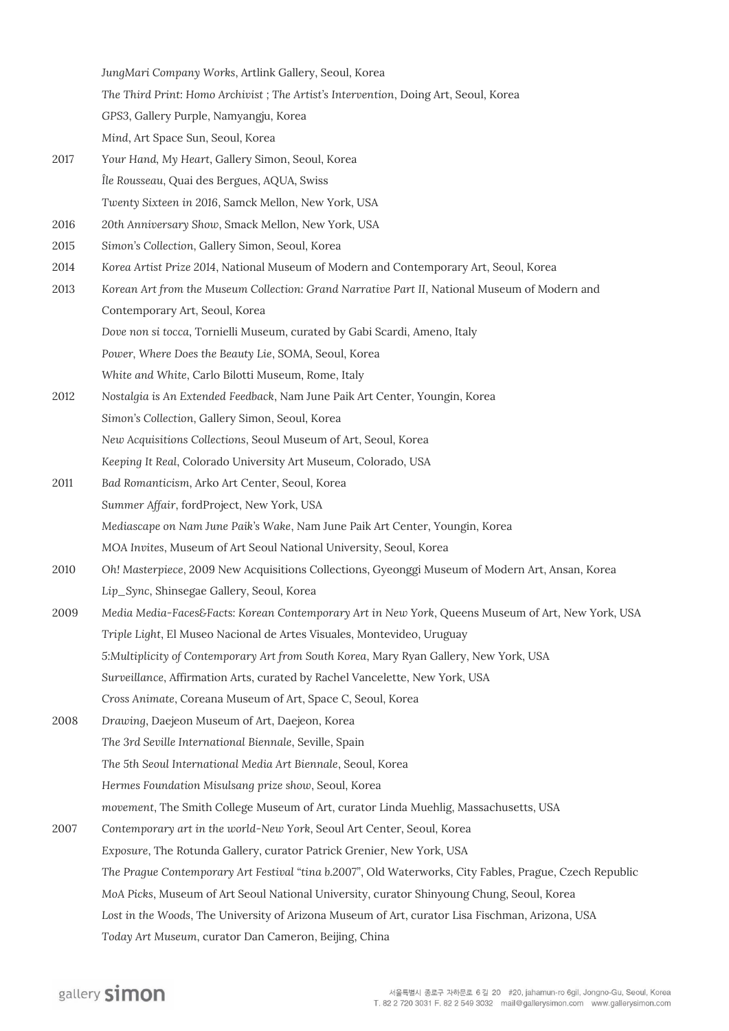*JungMari Company Works*, Artlink Gallery, Seoul, Korea
*The Third Print: Homo Archivist ; The Artist's Intervention*, Doing Art, Seoul, Korea
*GPS3*, Gallery Purple, Namyangju, Korea
*Mind*, Art Space Sun, Seoul, Korea

2017 *Your Hand, My Heart*, Gallery Simon, Seoul, Korea
*Île Rousseau*, Quai des Bergues, AQUA, Swiss
*Twenty Sixteen in 2016*, Samck Mellon, New York, USA

2016 *20th Anniversary Show*, Smack Mellon, New York, USA

2015 *Simon's Collection*, Gallery Simon, Seoul, Korea

2014 *Korea Artist Prize 2014*, National Museum of Modern and Contemporary Art, Seoul, Korea

2013 *Korean Art from the Museum Collection: Grand Narrative Part II*, National Museum of Modern and Contemporary Art, Seoul, Korea
*Dove non si tocca*, Tornielli Museum, curated by Gabi Scardi, Ameno, Italy
*Power, Where Does the Beauty Lie*, SOMA, Seoul, Korea
*White and White*, Carlo Bilotti Museum, Rome, Italy

2012 *Nostalgia is An Extended Feedback*, Nam June Paik Art Center, Youngin, Korea
*Simon's Collection*, Gallery Simon, Seoul, Korea
*New Acquisitions Collections*, Seoul Museum of Art, Seoul, Korea
*Keeping It Real*, Colorado University Art Museum, Colorado, USA

2011 *Bad Romanticism*, Arko Art Center, Seoul, Korea
*Summer Affair*, fordProject, New York, USA
*Mediascape on Nam June Paik's Wake*, Nam June Paik Art Center, Youngin, Korea
*MOA Invites*, Museum of Art Seoul National University, Seoul, Korea

2010 *Oh! Masterpiece*, 2009 New Acquisitions Collections, Gyeonggi Museum of Modern Art, Ansan, Korea
*Lip_Sync*, Shinsegae Gallery, Seoul, Korea

2009 *Media Media-Faces&Facts: Korean Contemporary Art in New York*, Queens Museum of Art, New York, USA
*Triple Light*, El Museo Nacional de Artes Visuales, Montevideo, Uruguay
*5:Multiplicity of Contemporary Art from South Korea*, Mary Ryan Gallery, New York, USA
*Surveillance*, Affirmation Arts, curated by Rachel Vancelette, New York, USA
*Cross Animate*, Coreana Museum of Art, Space C, Seoul, Korea

2008 *Drawing*, Daejeon Museum of Art, Daejeon, Korea
*The 3rd Seville International Biennale*, Seville, Spain
*The 5th Seoul International Media Art Biennale*, Seoul, Korea
*Hermes Foundation Misulsang prize show*, Seoul, Korea
*movement*, The Smith College Museum of Art, curator Linda Muehlig, Massachusetts, USA

2007 *Contemporary art in the world-New York*, Seoul Art Center, Seoul, Korea
*Exposure*, The Rotunda Gallery, curator Patrick Grenier, New York, USA
*The Prague Contemporary Art Festival "tina b.2007"*, Old Waterworks, City Fables, Prague, Czech Republic
*MoA Picks*, Museum of Art Seoul National University, curator Shinyoung Chung, Seoul, Korea
*Lost in the Woods*, The University of Arizona Museum of Art, curator Lisa Fischman, Arizona, USA
*Today Art Museum*, curator Dan Cameron, Beijing, China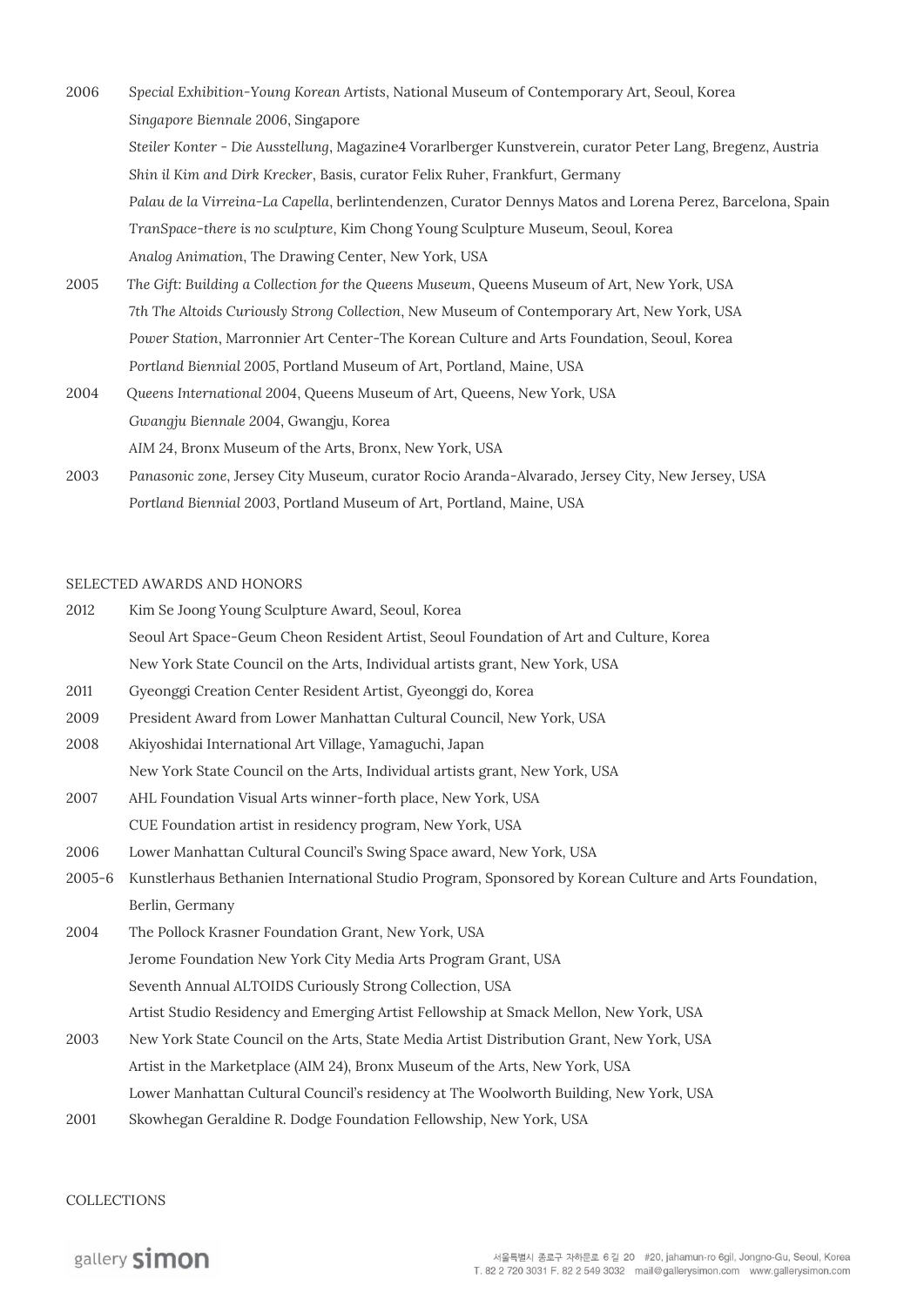2006 *Special Exhibition-Young Korean Artists*, National Museum of Contemporary Art, Seoul, Korea
*Singapore Biennale 2006*, Singapore
*Steiler Konter - Die Ausstellung*, Magazine4 Vorarlberger Kunstverein, curator Peter Lang, Bregenz, Austria
*Shin il Kim and Dirk Krecker*, Basis, curator Felix Ruher, Frankfurt, Germany
*Palau de la Virreina-La Capella*, berlintendenzen, Curator Dennys Matos and Lorena Perez, Barcelona, Spain
*TranSpace-there is no sculpture*, Kim Chong Young Sculpture Museum, Seoul, Korea
*Analog Animation*, The Drawing Center, New York, USA

2005 *The Gift: Building a Collection for the Queens Museum*, Queens Museum of Art, New York, USA
*7th The Altoids Curiously Strong Collection*, New Museum of Contemporary Art, New York, USA
*Power Station*, Marronnier Art Center-The Korean Culture and Arts Foundation, Seoul, Korea
*Portland Biennial 2005*, Portland Museum of Art, Portland, Maine, USA

2004 *Queens International 2004*, Queens Museum of Art, Queens, New York, USA
*Gwangju Biennale 2004*, Gwangju, Korea
*AIM 24*, Bronx Museum of the Arts, Bronx, New York, USA

2003 *Panasonic zone*, Jersey City Museum, curator Rocio Aranda-Alvarado, Jersey City, New Jersey, USA
*Portland Biennial 2003*, Portland Museum of Art, Portland, Maine, USA

## SELECTED AWARDS AND HONORS

2012 Kim Se Joong Young Sculpture Award, Seoul, Korea
Seoul Art Space-Geum Cheon Resident Artist, Seoul Foundation of Art and Culture, Korea
New York State Council on the Arts, Individual artists grant, New York, USA

2011 Gyeonggi Creation Center Resident Artist, Gyeonggi do, Korea

2009 President Award from Lower Manhattan Cultural Council, New York, USA

2008 Akiyoshidai International Art Village, Yamaguchi, Japan
New York State Council on the Arts, Individual artists grant, New York, USA

2007 AHL Foundation Visual Arts winner-forth place, New York, USA
CUE Foundation artist in residency program, New York, USA

2006 Lower Manhattan Cultural Council's Swing Space award, New York, USA

2005-6 Kunstlerhaus Bethanien International Studio Program, Sponsored by Korean Culture and Arts Foundation, Berlin, Germany

2004 The Pollock Krasner Foundation Grant, New York, USA
Jerome Foundation New York City Media Arts Program Grant, USA
Seventh Annual ALTOIDS Curiously Strong Collection, USA
Artist Studio Residency and Emerging Artist Fellowship at Smack Mellon, New York, USA

2003 New York State Council on the Arts, State Media Artist Distribution Grant, New York, USA
Artist in the Marketplace (AIM 24), Bronx Museum of the Arts, New York, USA
Lower Manhattan Cultural Council's residency at The Woolworth Building, New York, USA

2001 Skowhegan Geraldine R. Dodge Foundation Fellowship, New York, USA

## COLLECTIONS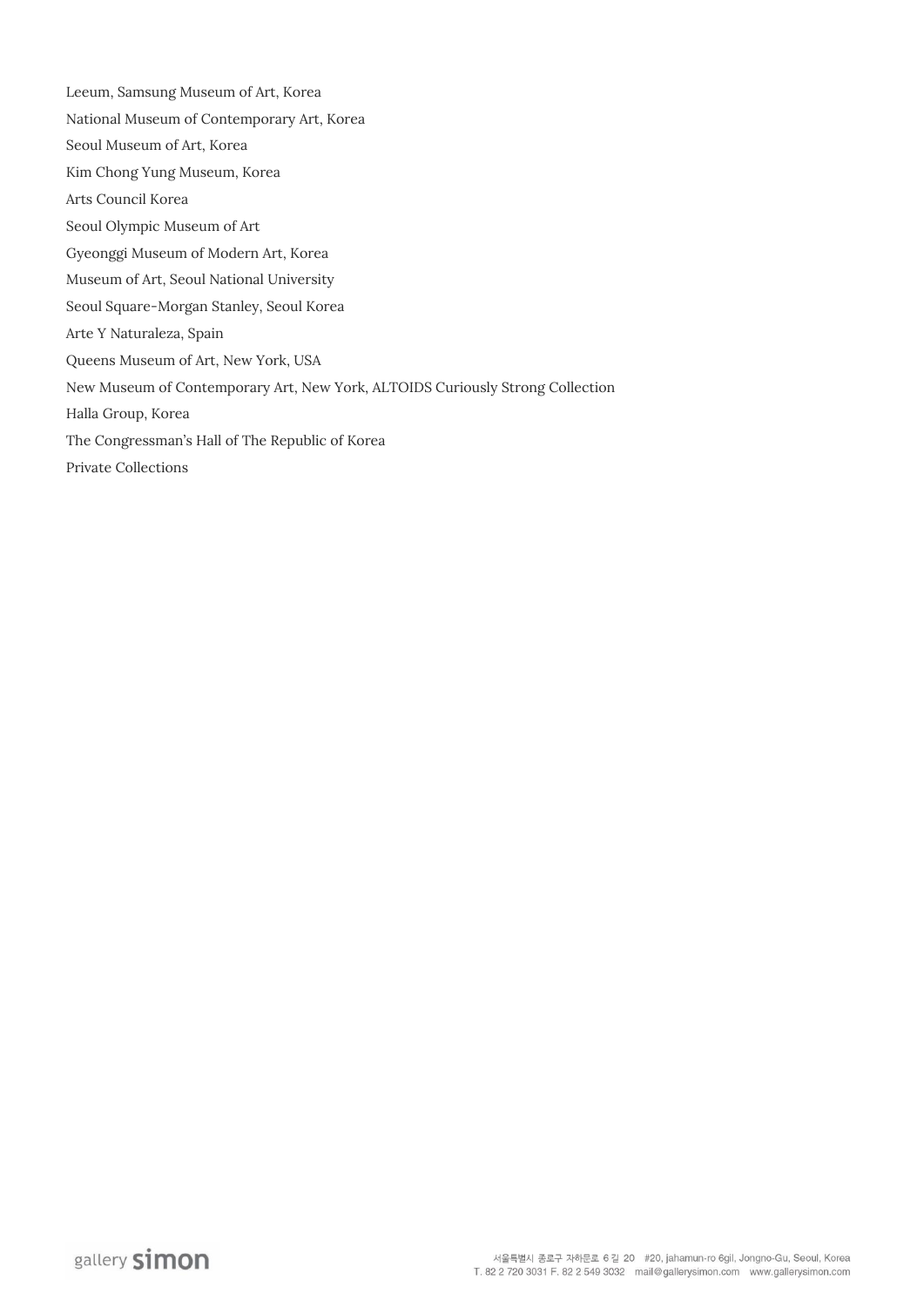Leeum, Samsung Museum of Art, Korea

National Museum of Contemporary Art, Korea

Seoul Museum of Art, Korea

Kim Chong Yung Museum, Korea

Arts Council Korea

Seoul Olympic Museum of Art

Gyeonggi Museum of Modern Art, Korea

Museum of Art, Seoul National University

Seoul Square-Morgan Stanley, Seoul Korea

Arte Y Naturaleza, Spain

Queens Museum of Art, New York, USA

New Museum of Contemporary Art, New York, ALTOIDS Curiously Strong Collection

Halla Group, Korea

The Congressman's Hall of The Republic of Korea

Private Collections